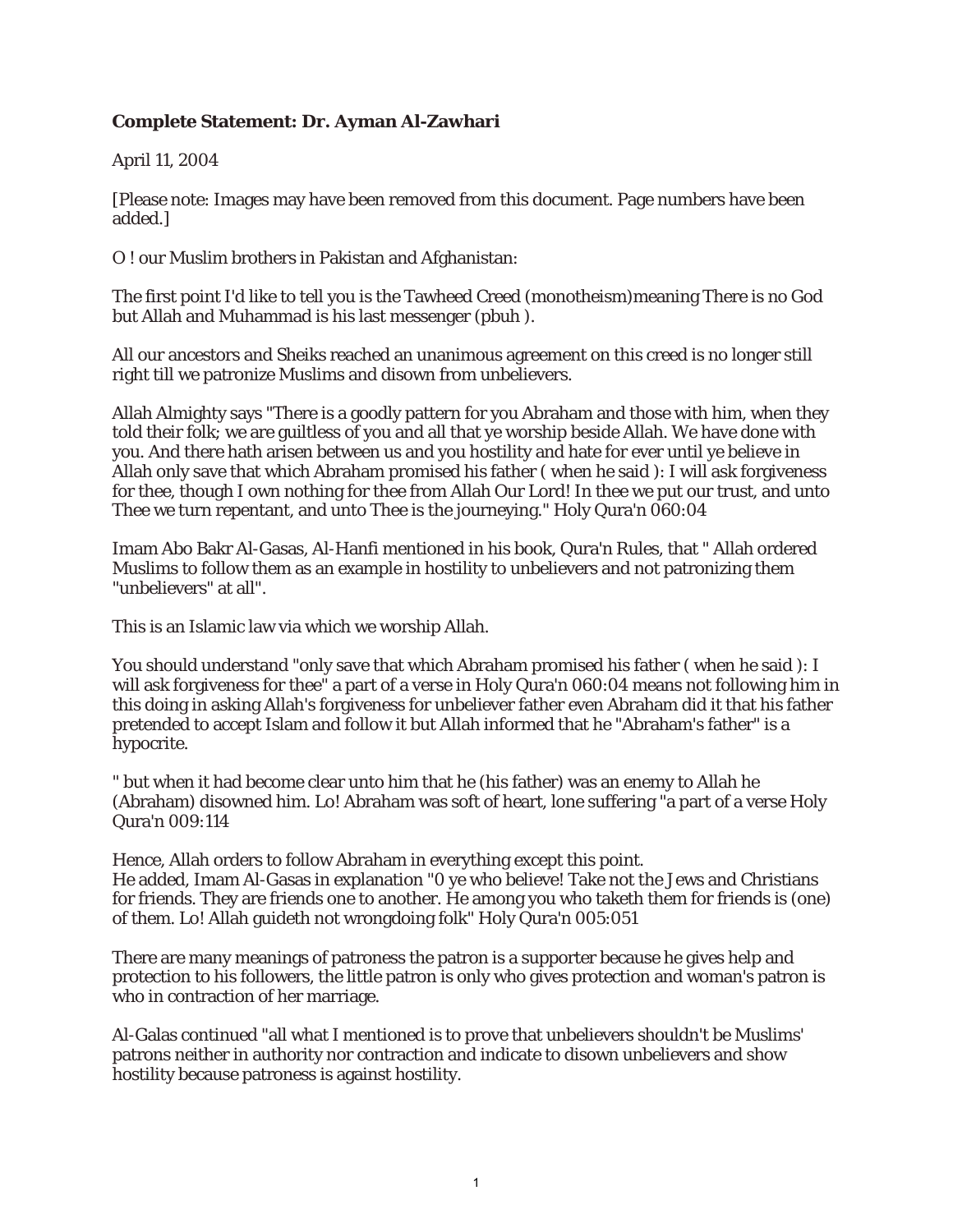**Complete Statement: Dr. Ayman Al-Zawhari**

April 11, 2004

[Please note: Images may have been removed from this document. Page numbers have been added.]

O ! our Muslim brothers in Pakistan and Afghanistan:

The first point I'd like to tell you is the Tawheed Creed (monotheism)meaning There is no God but Allah and Muhammad is his last messenger (pbuh ).

All our ancestors and Sheiks reached an unanimous agreement on this creed is no longer still right till we patronize Muslims and disown from unbelievers.

Allah Almighty says "There is a goodly pattern for you Abraham and those with him, when they told their folk; we are guiltless of you and all that ye worship beside Allah. We have done with you. And there hath arisen between us and you hostility and hate for ever until ye believe in Allah only save that which Abraham promised his father ( when he said ): I will ask forgiveness for thee, though I own nothing for thee from Allah Our Lord! In thee we put our trust, and unto Thee we turn repentant, and unto Thee is the journeying." Holy Qura'n 060:04

Imam Abo Bakr Al-Gasas, Al-Hanfi mentioned in his book, Qura'n Rules, that " Allah ordered Muslims to follow them as an example in hostility to unbelievers and not patronizing them "unbelievers" at all".

This is an Islamic law via which we worship Allah.

You should understand "only save that which Abraham promised his father ( when he said ): I will ask forgiveness for thee" a part of a verse in Holy Qura'n 060:04 means not following him in this doing in asking Allah's forgiveness for unbeliever father even Abraham did it that his father pretended to accept Islam and follow it but Allah informed that he "Abraham's father" is a hypocrite.

" but when it had become clear unto him that he (his father) was an enemy to Allah he (Abraham) disowned him. Lo! Abraham was soft of heart, lone suffering "a part of a verse Holy Qura'n 009:114

Hence, Allah orders to follow Abraham in everything except this point.
He added, Imam Al-Gasas in explanation "0 ye who believe! Take not the Jews and Christians for friends. They are friends one to another. He among you who taketh them for friends is (one) of them. Lo! Allah guideth not wrongdoing folk" Holy Qura'n 005:051

There are many meanings of patroness the patron is a supporter because he gives help and protection to his followers, the little patron is only who gives protection and woman's patron is who in contraction of her marriage.

Al-Galas continued "all what I mentioned is to prove that unbelievers shouldn't be Muslims' patrons neither in authority nor contraction and indicate to disown unbelievers and show hostility because patroness is against hostility.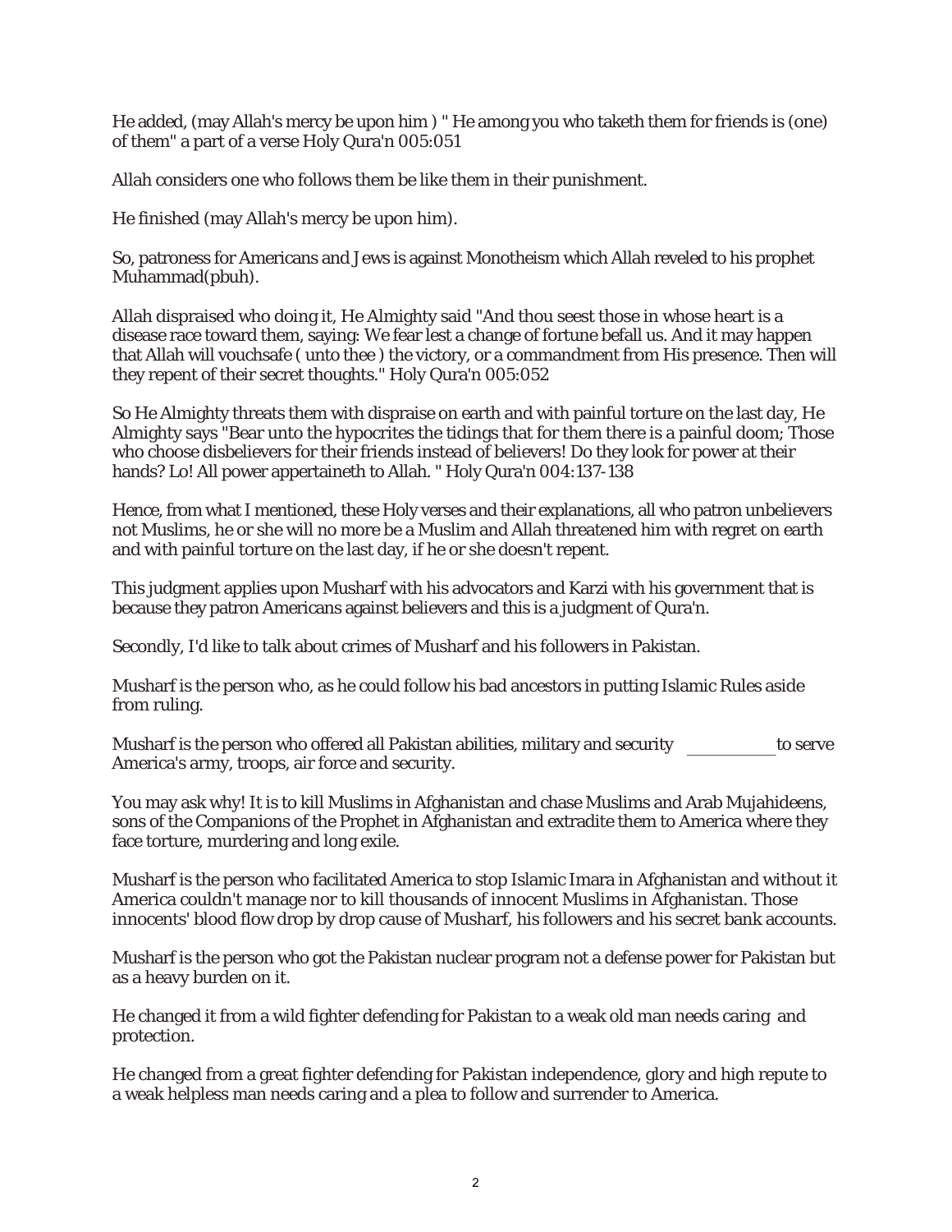He added, (may Allah's mercy be upon him ) " He among you who taketh them for friends is (one) of them" a part of a verse Holy Qura'n 005:051

Allah considers one who follows them be like them in their punishment.

He finished (may Allah's mercy be upon him).

So, patroness for Americans and Jews is against Monotheism which Allah reveled to his prophet Muhammad(pbuh).

Allah dispraised who doing it, He Almighty said "And thou seest those in whose heart is a disease race toward them, saying: We fear lest a change of fortune befall us. And it may happen that Allah will vouchsafe ( unto thee ) the victory, or a commandment from His presence. Then will they repent of their secret thoughts." Holy Qura'n 005:052

So He Almighty threats them with dispraise on earth and with painful torture on the last day, He Almighty says "Bear unto the hypocrites the tidings that for them there is a painful doom; Those who choose disbelievers for their friends instead of believers! Do they look for power at their hands? Lo! All power appertaineth to Allah. " Holy Qura'n 004:137-138

Hence, from what I mentioned, these Holy verses and their explanations, all who patron unbelievers not Muslims, he or she will no more be a Muslim and Allah threatened him with regret on earth and with painful torture on the last day, if he or she doesn't repent.

This judgment applies upon Musharf with his advocators and Karzi with his government that is because they patron Americans against believers and this is a judgment of Qura'n.

Secondly, I'd like to talk about crimes of Musharf and his followers in Pakistan.

Musharf is the person who, as he could follow his bad ancestors in putting Islamic Rules aside from ruling.

Musharf is the person who offered all Pakistan abilities, military and security __________ to serve America's army, troops, air force and security.

You may ask why! It is to kill Muslims in Afghanistan and chase Muslims and Arab Mujahideens, sons of the Companions of the Prophet in Afghanistan and extradite them to America where they face torture, murdering and long exile.

Musharf is the person who facilitated America to stop Islamic Imara in Afghanistan and without it America couldn't manage nor to kill thousands of innocent Muslims in Afghanistan. Those innocents' blood flow drop by drop cause of Musharf, his followers and his secret bank accounts.

Musharf is the person who got the Pakistan nuclear program not a defense power for Pakistan but as a heavy burden on it.

He changed it from a wild fighter defending for Pakistan to a weak old man needs caring and protection.

He changed from a great fighter defending for Pakistan independence, glory and high repute to a weak helpless man needs caring and a plea to follow and surrender to America.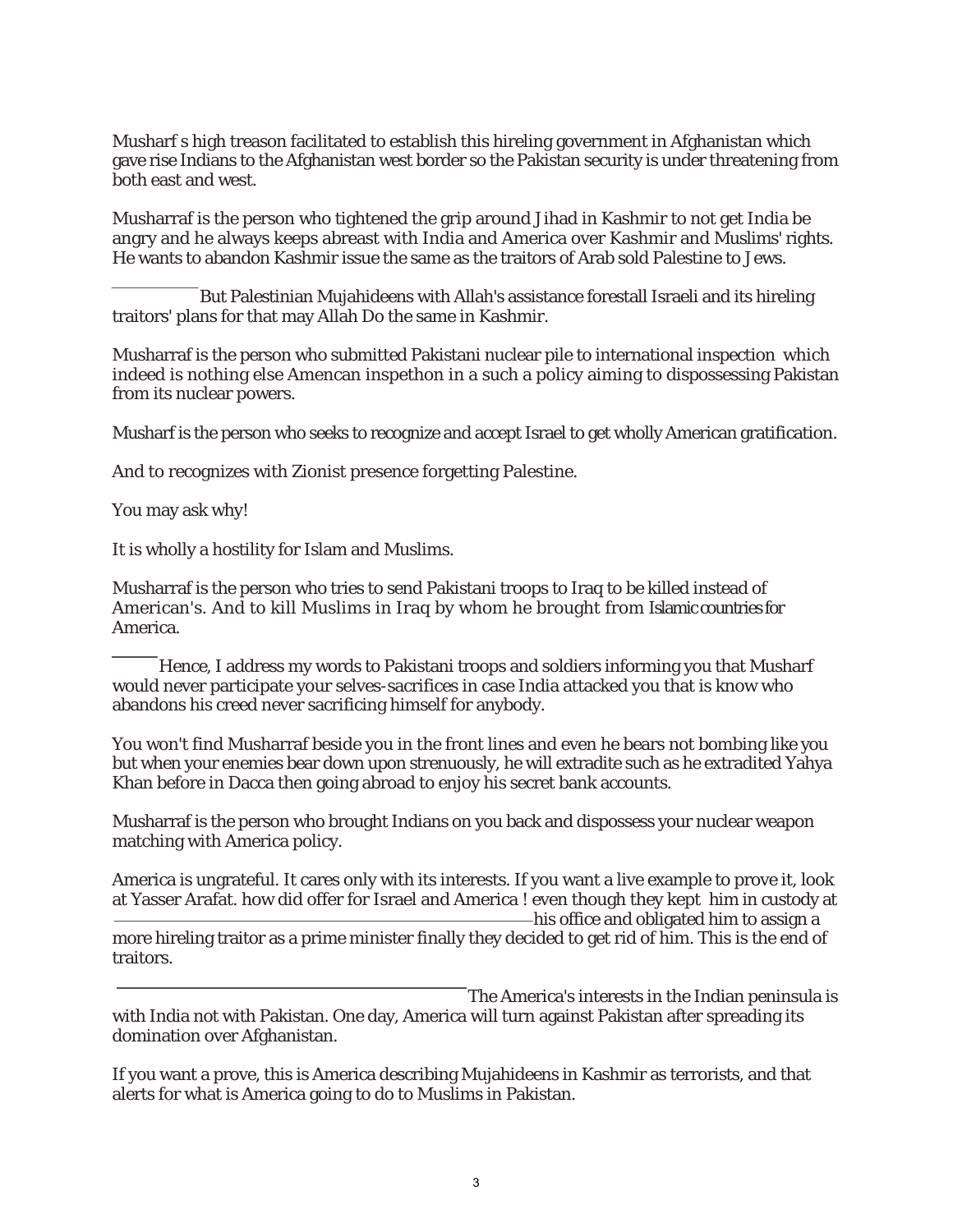Musharf s high treason facilitated to establish this hireling government in Afghanistan which gave rise Indians to the Afghanistan west border so the Pakistan security is under threatening from both east and west.

Musharraf is the person who tightened the grip around Jihad in Kashmir to not get India be angry and he always keeps abreast with India and America over Kashmir and Muslims' rights. He wants to abandon Kashmir issue the same as the traitors of Arab sold Palestine to Jews.

But Palestinian Mujahideens with Allah's assistance forestall Israeli and its hireling traitors' plans for that may Allah Do the same in Kashmir.

Musharraf is the person who submitted Pakistani nuclear pile to international inspection which indeed is nothing else Amencan inspethon in a such a policy aiming to dispossessing Pakistan from its nuclear powers.

Musharf is the person who seeks to recognize and accept Israel to get wholly American gratification.

And to recognizes with Zionist presence forgetting Palestine.

You may ask why!

It is wholly a hostility for Islam and Muslims.

Musharraf is the person who tries to send Pakistani troops to Iraq to be killed instead of American's. And to kill Muslims in Iraq by whom he brought from Islamic countries for America.

Hence, I address my words to Pakistani troops and soldiers informing you that Musharf would never participate your selves-sacrifices in case India attacked you that is know who abandons his creed never sacrificing himself for anybody.

You won't find Musharraf beside you in the front lines and even he bears not bombing like you but when your enemies bear down upon strenuously, he will extradite such as he extradited Yahya Khan before in Dacca then going abroad to enjoy his secret bank accounts.

Musharraf is the person who brought Indians on you back and dispossess your nuclear weapon matching with America policy.

America is ungrateful. It cares only with its interests. If you want a live example to prove it, look at Yasser Arafat. how did offer for Israel and America ! even though they kept him in custody at his office and obligated him to assign a more hireling traitor as a prime minister finally they decided to get rid of him. This is the end of traitors.

The America's interests in the Indian peninsula is with India not with Pakistan. One day, America will turn against Pakistan after spreading its domination over Afghanistan.

If you want a prove, this is America describing Mujahideens in Kashmir as terrorists, and that alerts for what is America going to do to Muslims in Pakistan.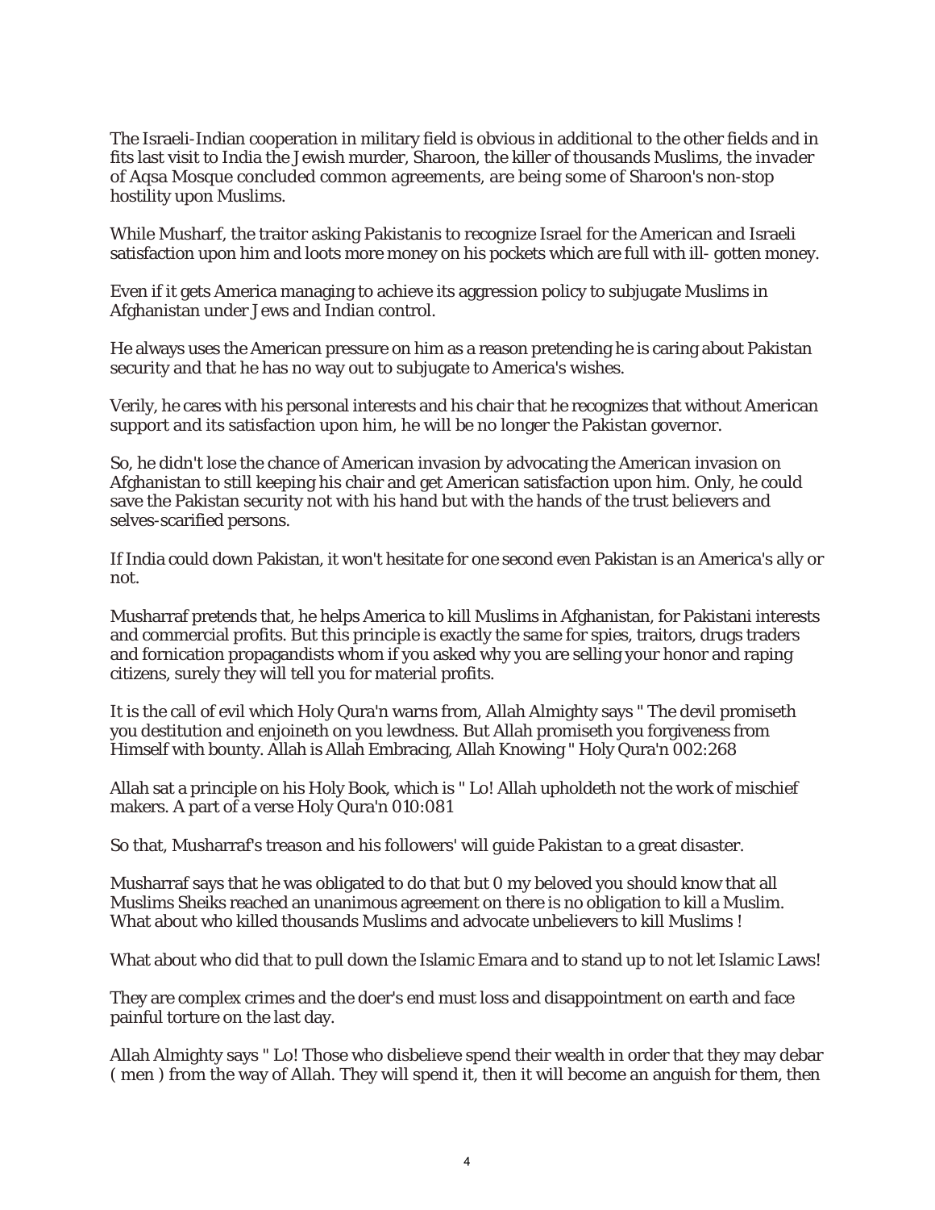The Israeli-Indian cooperation in military field is obvious in additional to the other fields and in fits last visit to India the Jewish murder, Sharoon, the killer of thousands Muslims, the invader of Aqsa Mosque concluded common agreements, are being some of Sharoon's non-stop hostility upon Muslims.

While Musharf, the traitor asking Pakistanis to recognize Israel for the American and Israeli satisfaction upon him and loots more money on his pockets which are full with ill- gotten money.

Even if it gets America managing to achieve its aggression policy to subjugate Muslims in Afghanistan under Jews and Indian control.

He always uses the American pressure on him as a reason pretending he is caring about Pakistan security and that he has no way out to subjugate to America's wishes.

Verily, he cares with his personal interests and his chair that he recognizes that without American support and its satisfaction upon him, he will be no longer the Pakistan governor.

So, he didn't lose the chance of American invasion by advocating the American invasion on Afghanistan to still keeping his chair and get American satisfaction upon him. Only, he could save the Pakistan security not with his hand but with the hands of the trust believers and selves-scarified persons.

If India could down Pakistan, it won't hesitate for one second even Pakistan is an America's ally or not.

Musharraf pretends that, he helps America to kill Muslims in Afghanistan, for Pakistani interests and commercial profits. But this principle is exactly the same for spies, traitors, drugs traders and fornication propagandists whom if you asked why you are selling your honor and raping citizens, surely they will tell you for material profits.

It is the call of evil which Holy Qura'n warns from, Allah Almighty says " The devil promiseth you destitution and enjoineth on you lewdness. But Allah promiseth you forgiveness from Himself with bounty. Allah is Allah Embracing, Allah Knowing " Holy Qura'n 002:268

Allah sat a principle on his Holy Book, which is " Lo! Allah upholdeth not the work of mischief makers. A part of a verse Holy Qura'n 010:081

So that, Musharraf's treason and his followers' will guide Pakistan to a great disaster.

Musharraf says that he was obligated to do that but 0 my beloved you should know that all Muslims Sheiks reached an unanimous agreement on there is no obligation to kill a Muslim. What about who killed thousands Muslims and advocate unbelievers to kill Muslims !

What about who did that to pull down the Islamic Emara and to stand up to not let Islamic Laws!

They are complex crimes and the doer's end must loss and disappointment on earth and face painful torture on the last day.

Allah Almighty says " Lo! Those who disbelieve spend their wealth in order that they may debar ( men ) from the way of Allah. They will spend it, then it will become an anguish for them, then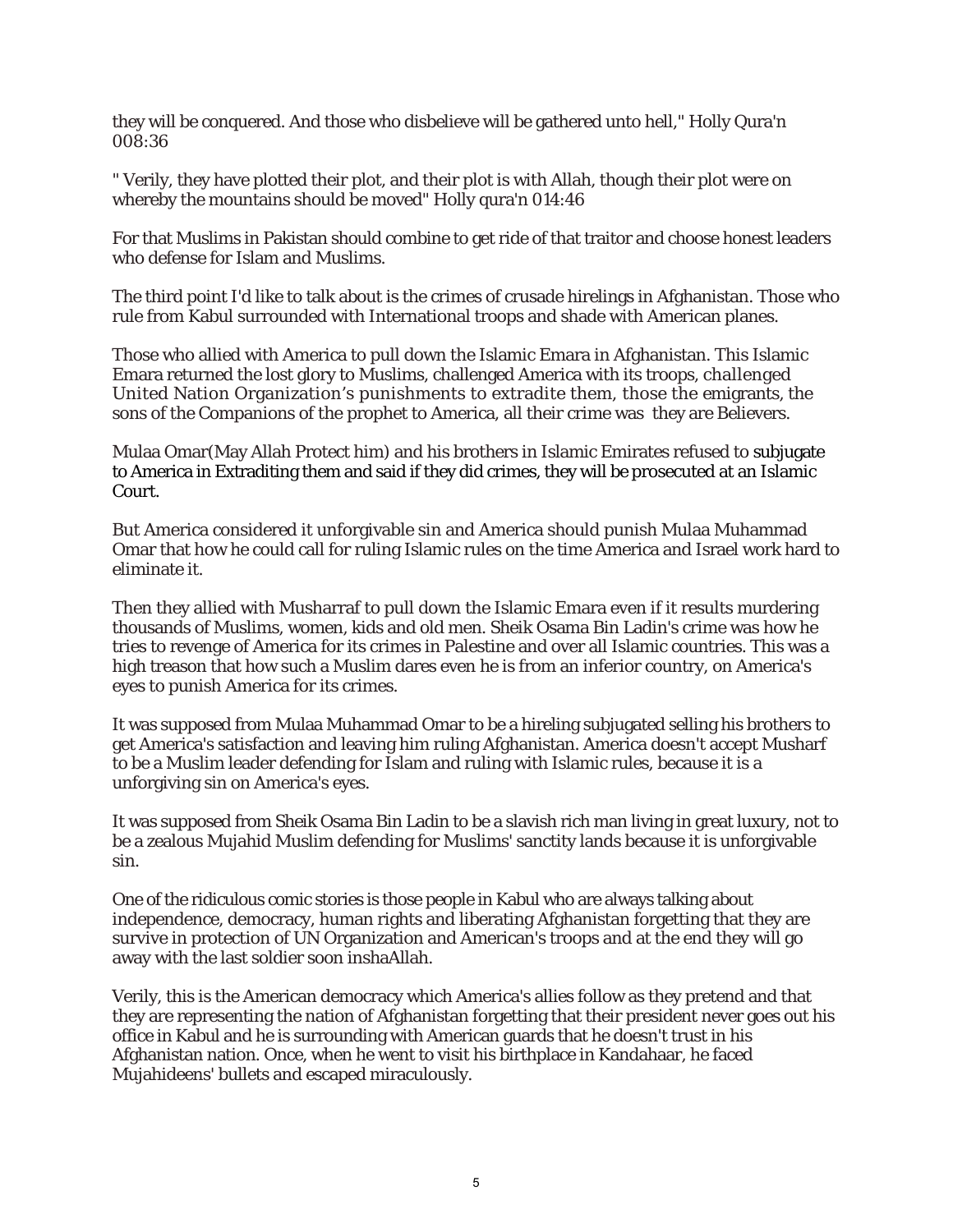they will be conquered. And those who disbelieve will be gathered unto hell," Holly Qura'n 008:36

" Verily, they have plotted their plot, and their plot is with Allah, though their plot were on whereby the mountains should be moved" Holly qura'n 014:46

For that Muslims in Pakistan should combine to get ride of that traitor and choose honest leaders who defense for Islam and Muslims.

The third point I'd like to talk about is the crimes of crusade hirelings in Afghanistan. Those who rule from Kabul surrounded with International troops and shade with American planes.

Those who allied with America to pull down the Islamic Emara in Afghanistan. This Islamic Emara returned the lost glory to Muslims, challenged America with its troops, challenged United Nation Organization's punishments to extradite them, those the emigrants, the sons of the Companions of the prophet to America, all their crime was they are Believers.

Mulaa Omar(May Allah Protect him) and his brothers in Islamic Emirates refused to subjugate to America in Extraditing them and said if they did crimes, they will be prosecuted at an Islamic Court.

But America considered it unforgivable sin and America should punish Mulaa Muhammad Omar that how he could call for ruling Islamic rules on the time America and Israel work hard to eliminate it.

Then they allied with Musharraf to pull down the Islamic Emara even if it results murdering thousands of Muslims, women, kids and old men. Sheik Osama Bin Ladin's crime was how he tries to revenge of America for its crimes in Palestine and over all Islamic countries. This was a high treason that how such a Muslim dares even he is from an inferior country, on America's eyes to punish America for its crimes.

It was supposed from Mulaa Muhammad Omar to be a hireling subjugated selling his brothers to get America's satisfaction and leaving him ruling Afghanistan. America doesn't accept Musharf to be a Muslim leader defending for Islam and ruling with Islamic rules, because it is a unforgiving sin on America's eyes.

It was supposed from Sheik Osama Bin Ladin to be a slavish rich man living in great luxury, not to be a zealous Mujahid Muslim defending for Muslims' sanctity lands because it is unforgivable sin.

One of the ridiculous comic stories is those people in Kabul who are always talking about independence, democracy, human rights and liberating Afghanistan forgetting that they are survive in protection of UN Organization and American's troops and at the end they will go away with the last soldier soon inshaAllah.

Verily, this is the American democracy which America's allies follow as they pretend and that they are representing the nation of Afghanistan forgetting that their president never goes out his office in Kabul and he is surrounding with American guards that he doesn't trust in his Afghanistan nation. Once, when he went to visit his birthplace in Kandahaar, he faced Mujahideens' bullets and escaped miraculously.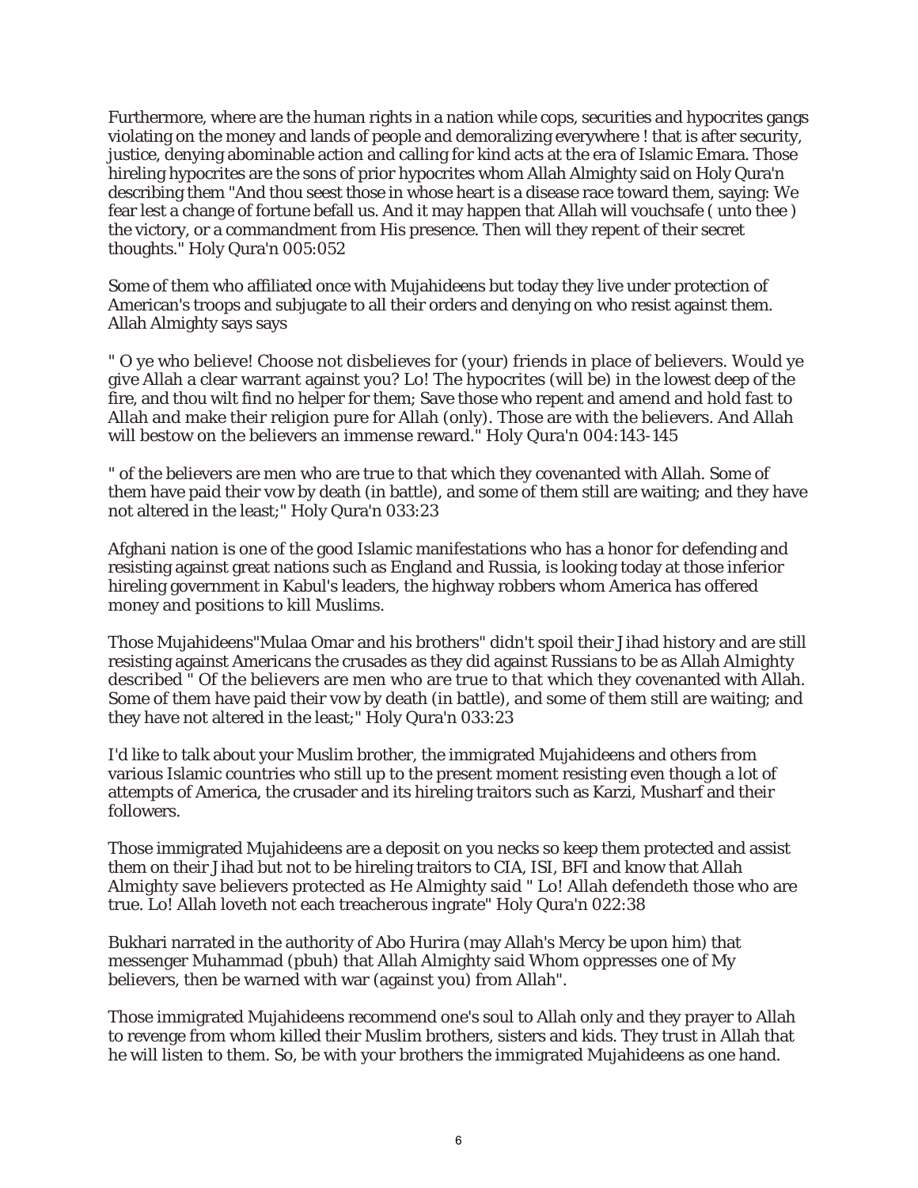Furthermore, where are the human rights in a nation while cops, securities and hypocrites gangs violating on the money and lands of people and demoralizing everywhere ! that is after security, justice, denying abominable action and calling for kind acts at the era of Islamic Emara. Those hireling hypocrites are the sons of prior hypocrites whom Allah Almighty said on Holy Qura'n describing them "And thou seest those in whose heart is a disease race toward them, saying: We fear lest a change of fortune befall us. And it may happen that Allah will vouchsafe ( unto thee ) the victory, or a commandment from His presence. Then will they repent of their secret thoughts." Holy Qura'n 005:052

Some of them who affiliated once with Mujahideens but today they live under protection of American's troops and subjugate to all their orders and denying on who resist against them. Allah Almighty says says

" O ye who believe! Choose not disbelieves for (your) friends in place of believers. Would ye give Allah a clear warrant against you? Lo! The hypocrites (will be) in the lowest deep of the fire, and thou wilt find no helper for them; Save those who repent and amend and hold fast to Allah and make their religion pure for Allah (only). Those are with the believers. And Allah will bestow on the believers an immense reward." Holy Qura'n 004:143-145

" of the believers are men who are true to that which they covenanted with Allah. Some of them have paid their vow by death (in battle), and some of them still are waiting; and they have not altered in the least;" Holy Qura'n 033:23

Afghani nation is one of the good Islamic manifestations who has a honor for defending and resisting against great nations such as England and Russia, is looking today at those inferior hireling government in Kabul's leaders, the highway robbers whom America has offered money and positions to kill Muslims.

Those Mujahideens"Mulaa Omar and his brothers" didn't spoil their Jihad history and are still resisting against Americans the crusades as they did against Russians to be as Allah Almighty described " Of the believers are men who are true to that which they covenanted with Allah. Some of them have paid their vow by death (in battle), and some of them still are waiting; and they have not altered in the least;" Holy Qura'n 033:23

I'd like to talk about your Muslim brother, the immigrated Mujahideens and others from various Islamic countries who still up to the present moment resisting even though a lot of attempts of America, the crusader and its hireling traitors such as Karzi, Musharf and their followers.

Those immigrated Mujahideens are a deposit on you necks so keep them protected and assist them on their Jihad but not to be hireling traitors to CIA, ISI, BFI and know that Allah Almighty save believers protected as He Almighty said " Lo! Allah defendeth those who are true. Lo! Allah loveth not each treacherous ingrate" Holy Qura'n 022:38

Bukhari narrated in the authority of Abo Hurira (may Allah's Mercy be upon him) that messenger Muhammad (pbuh) that Allah Almighty said Whom oppresses one of My believers, then be warned with war (against you) from Allah".

Those immigrated Mujahideens recommend one's soul to Allah only and they prayer to Allah to revenge from whom killed their Muslim brothers, sisters and kids. They trust in Allah that he will listen to them. So, be with your brothers the immigrated Mujahideens as one hand.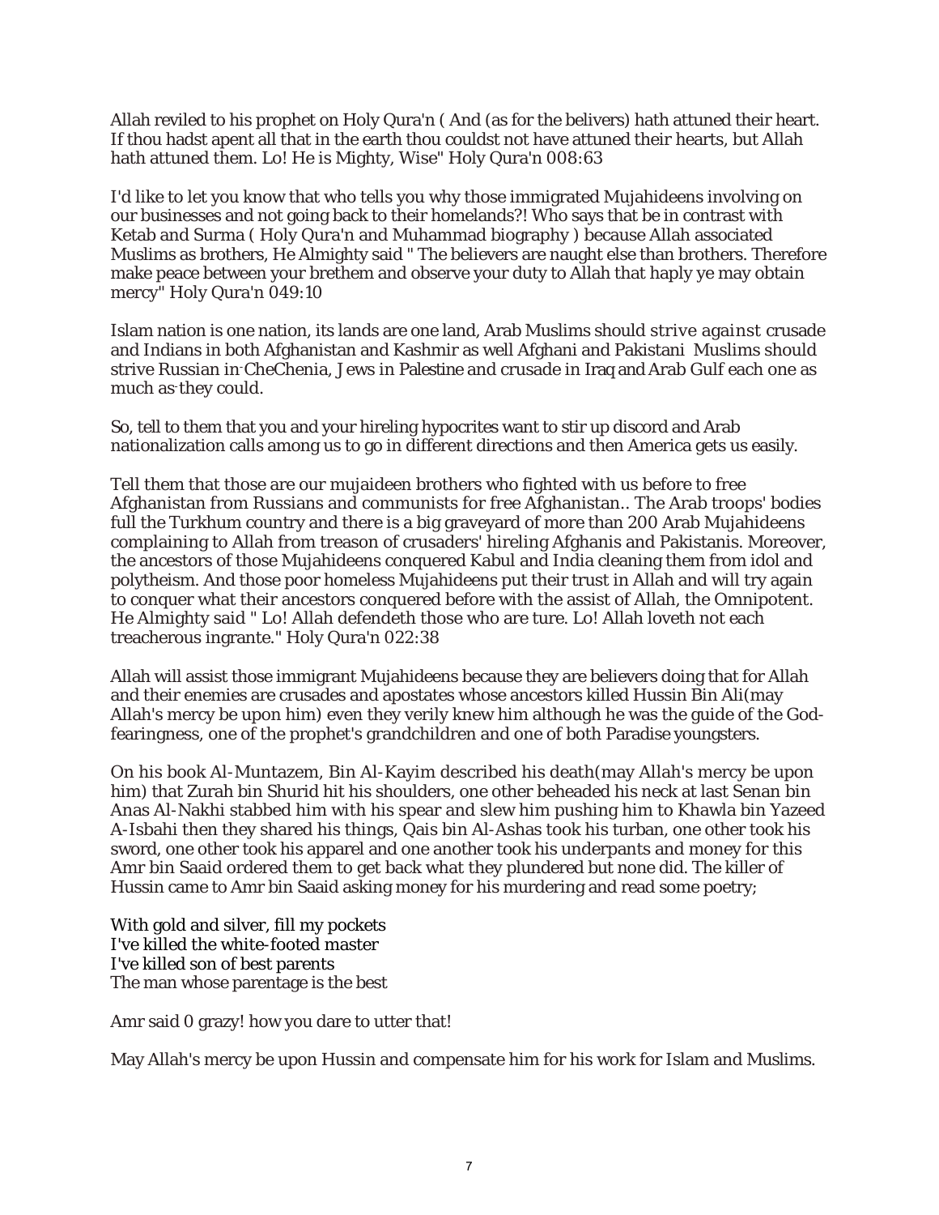Allah reviled to his prophet on Holy Qura'n ( And (as for the belivers) hath attuned their heart. If thou hadst apent all that in the earth thou couldst not have attuned their hearts, but Allah hath attuned them. Lo! He is Mighty, Wise" Holy Qura'n 008:63

I'd like to let you know that who tells you why those immigrated Mujahideens involving on our businesses and not going back to their homelands?! Who says that be in contrast with Ketab and Surma ( Holy Qura'n and Muhammad biography ) because Allah associated Muslims as brothers, He Almighty said " The believers are naught else than brothers. Therefore make peace between your brethem and observe your duty to Allah that haply ye may obtain mercy" Holy Qura'n 049:10

Islam nation is one nation, its lands are one land, Arab Muslims should strive against crusade and Indians in both Afghanistan and Kashmir as well Afghani and Pakistani Muslims should strive Russian in CheChenia, Jews in Palestine and crusade in Iraq and Arab Gulf each one as much as they could.

So, tell to them that you and your hireling hypocrites want to stir up discord and Arab nationalization calls among us to go in different directions and then America gets us easily.

Tell them that those are our mujaideen brothers who fighted with us before to free Afghanistan from Russians and communists for free Afghanistan.. The Arab troops' bodies full the Turkhum country and there is a big graveyard of more than 200 Arab Mujahideens complaining to Allah from treason of crusaders' hireling Afghanis and Pakistanis. Moreover, the ancestors of those Mujahideens conquered Kabul and India cleaning them from idol and polytheism. And those poor homeless Mujahideens put their trust in Allah and will try again to conquer what their ancestors conquered before with the assist of Allah, the Omnipotent. He Almighty said " Lo! Allah defendeth those who are ture. Lo! Allah loveth not each treacherous ingrante." Holy Qura'n 022:38

Allah will assist those immigrant Mujahideens because they are believers doing that for Allah and their enemies are crusades and apostates whose ancestors killed Hussin Bin Ali(may Allah's mercy be upon him) even they verily knew him although he was the guide of the God-fearingness, one of the prophet's grandchildren and one of both Paradise youngsters.

On his book Al-Muntazem, Bin Al-Kayim described his death(may Allah's mercy be upon him) that Zurah bin Shurid hit his shoulders, one other beheaded his neck at last Senan bin Anas Al-Nakhi stabbed him with his spear and slew him pushing him to Khawla bin Yazeed A-Isbahi then they shared his things, Qais bin Al-Ashas took his turban, one other took his sword, one other took his apparel and one another took his underpants and money for this Amr bin Saaid ordered them to get back what they plundered but none did. The killer of Hussin came to Amr bin Saaid asking money for his murdering and read some poetry;

With gold and silver, fill my pockets  
I've killed the white-footed master  
I've killed son of best parents  
The man whose parentage is the best

Amr said 0 grazy! how you dare to utter that!

May Allah's mercy be upon Hussin and compensate him for his work for Islam and Muslims.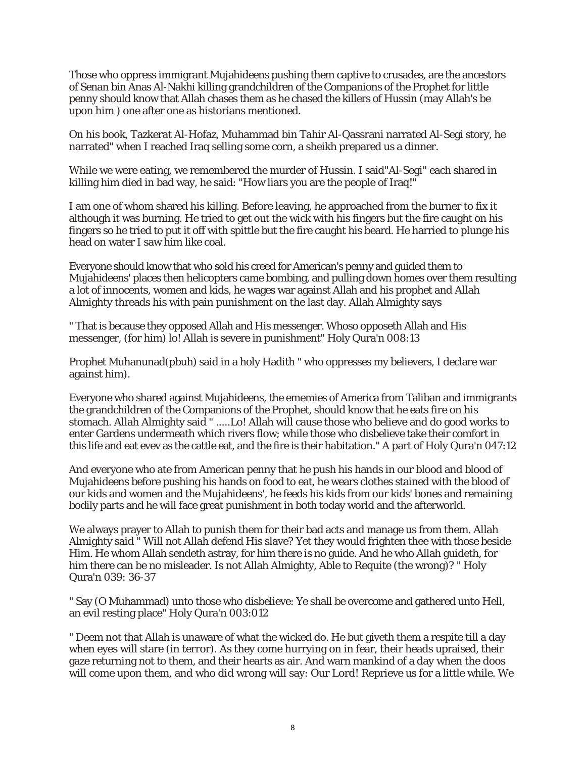Those who oppress immigrant Mujahideens pushing them captive to crusades, are the ancestors of Senan bin Anas Al-Nakhi killing grandchildren of the Companions of the Prophet for little penny should know that Allah chases them as he chased the killers of Hussin (may Allah's be upon him ) one after one as historians mentioned.

On his book, Tazkerat Al-Hofaz, Muhammad bin Tahir Al-Qassrani narrated Al-Segi story, he narrated" when I reached Iraq selling some corn, a sheikh prepared us a dinner.

While we were eating, we remembered the murder of Hussin. I said"Al-Segi" each shared in killing him died in bad way, he said: "How liars you are the people of Iraq!"

I am one of whom shared his killing. Before leaving, he approached from the burner to fix it although it was burning. He tried to get out the wick with his fingers but the fire caught on his fingers so he tried to put it off with spittle but the fire caught his beard. He harried to plunge his head on water I saw him like coal.

Everyone should know that who sold his creed for American's penny and guided them to Mujahideens' places then helicopters came bombing, and pulling down homes over them resulting a lot of innocents, women and kids, he wages war against Allah and his prophet and Allah Almighty threads his with pain punishment on the last day. Allah Almighty says

" That is because they opposed Allah and His messenger. Whoso opposeth Allah and His messenger, (for him) lo! Allah is severe in punishment" Holy Qura'n 008:13

Prophet Muhanunad(pbuh) said in a holy Hadith " who oppresses my believers, I declare war against him).

Everyone who shared against Mujahideens, the ememies of America from Taliban and immigrants the grandchildren of the Companions of the Prophet, should know that he eats fire on his stomach. Allah Almighty said " .....Lo! Allah will cause those who believe and do good works to enter Gardens undermeath which rivers flow; while those who disbelieve take their comfort in this life and eat evev as the cattle eat, and the fire is their habitation." A part of Holy Qura'n 047:12

And everyone who ate from American penny that he push his hands in our blood and blood of Mujahideens before pushing his hands on food to eat, he wears clothes stained with the blood of our kids and women and the Mujahideens', he feeds his kids from our kids' bones and remaining bodily parts and he will face great punishment in both today world and the afterworld.

We always prayer to Allah to punish them for their bad acts and manage us from them. Allah Almighty said " Will not Allah defend His slave? Yet they would frighten thee with those beside Him. He whom Allah sendeth astray, for him there is no guide. And he who Allah guideth, for him there can be no misleader. Is not Allah Almighty, Able to Requite (the wrong)? " Holy Qura'n 039: 36-37

" Say (O Muhammad) unto those who disbelieve: Ye shall be overcome and gathered unto Hell, an evil resting place" Holy Qura'n 003:012

" Deem not that Allah is unaware of what the wicked do. He but giveth them a respite till a day when eyes will stare (in terror). As they come hurrying on in fear, their heads upraised, their gaze returning not to them, and their hearts as air. And warn mankind of a day when the doos will come upon them, and who did wrong will say: Our Lord! Reprieve us for a little while. We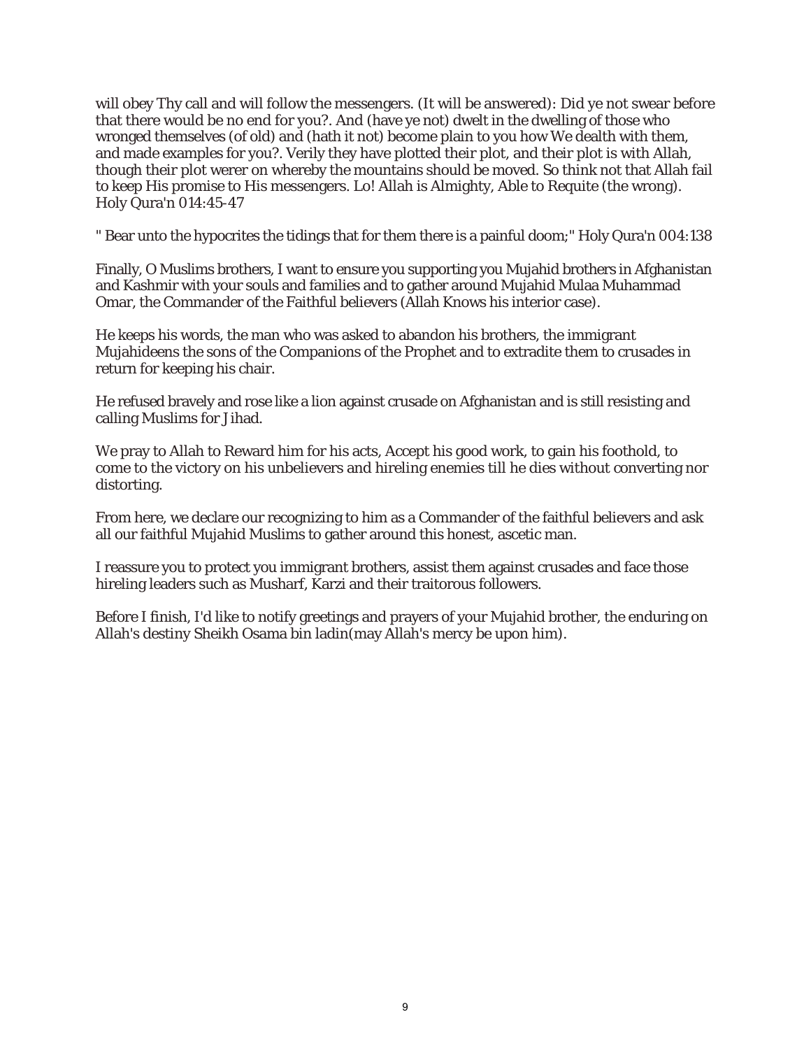will obey Thy call and will follow the messengers. (It will be answered): Did ye not swear before that there would be no end for you?. And (have ye not) dwelt in the dwelling of those who wronged themselves (of old) and (hath it not) become plain to you how We dealth with them, and made examples for you?. Verily they have plotted their plot, and their plot is with Allah, though their plot werer on whereby the mountains should be moved. So think not that Allah fail to keep His promise to His messengers. Lo! Allah is Almighty, Able to Requite (the wrong). Holy Qura'n 014:45-47

" Bear unto the hypocrites the tidings that for them there is a painful doom;" Holy Qura'n 004:138

Finally, O Muslims brothers, I want to ensure you supporting you Mujahid brothers in Afghanistan and Kashmir with your souls and families and to gather around Mujahid Mulaa Muhammad Omar, the Commander of the Faithful believers (Allah Knows his interior case).

He keeps his words, the man who was asked to abandon his brothers, the immigrant Mujahideens the sons of the Companions of the Prophet and to extradite them to crusades in return for keeping his chair.

He refused bravely and rose like a lion against crusade on Afghanistan and is still resisting and calling Muslims for Jihad.

We pray to Allah to Reward him for his acts, Accept his good work, to gain his foothold, to come to the victory on his unbelievers and hireling enemies till he dies without converting nor distorting.

From here, we declare our recognizing to him as a Commander of the faithful believers and ask all our faithful Mujahid Muslims to gather around this honest, ascetic man.

I reassure you to protect you immigrant brothers, assist them against crusades and face those hireling leaders such as Musharf, Karzi and their traitorous followers.

Before I finish, I'd like to notify greetings and prayers of your Mujahid brother, the enduring on Allah's destiny Sheikh Osama bin ladin(may Allah's mercy be upon him).